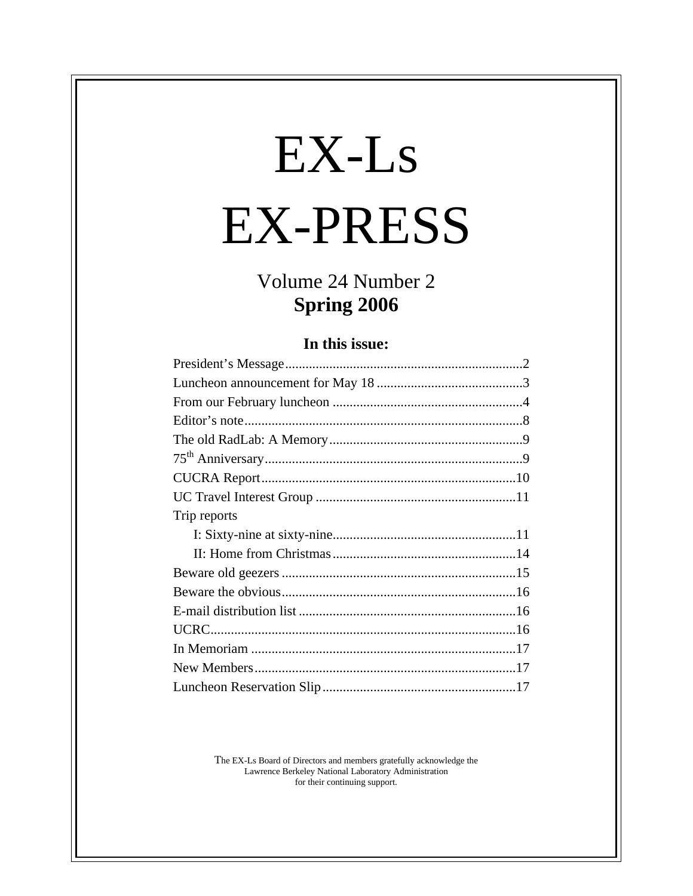# EX-Ls EX-PRESS

Volume 24 Number 2
**Spring 2006**

### In this issue:

| | |
|---|---|
| President's Message | 2 |
| Luncheon announcement for May 18 | 3 |
| From our February luncheon | 4 |
| Editor's note | 8 |
| The old RadLab: A Memory | 9 |
| 75th Anniversary | 9 |
| CUCRA Report | 10 |
| UC Travel Interest Group | 11 |
| Trip reports | |
| I: Sixty-nine at sixty-nine | 11 |
| II: Home from Christmas | 14 |
| Beware old geezers | 15 |
| Beware the obvious | 16 |
| E-mail distribution list | 16 |
| UCRC | 16 |
| In Memoriam | 17 |
| New Members | 17 |
| Luncheon Reservation Slip | 17 |

The EX-Ls Board of Directors and members gratefully acknowledge the Lawrence Berkeley National Laboratory Administration for their continuing support.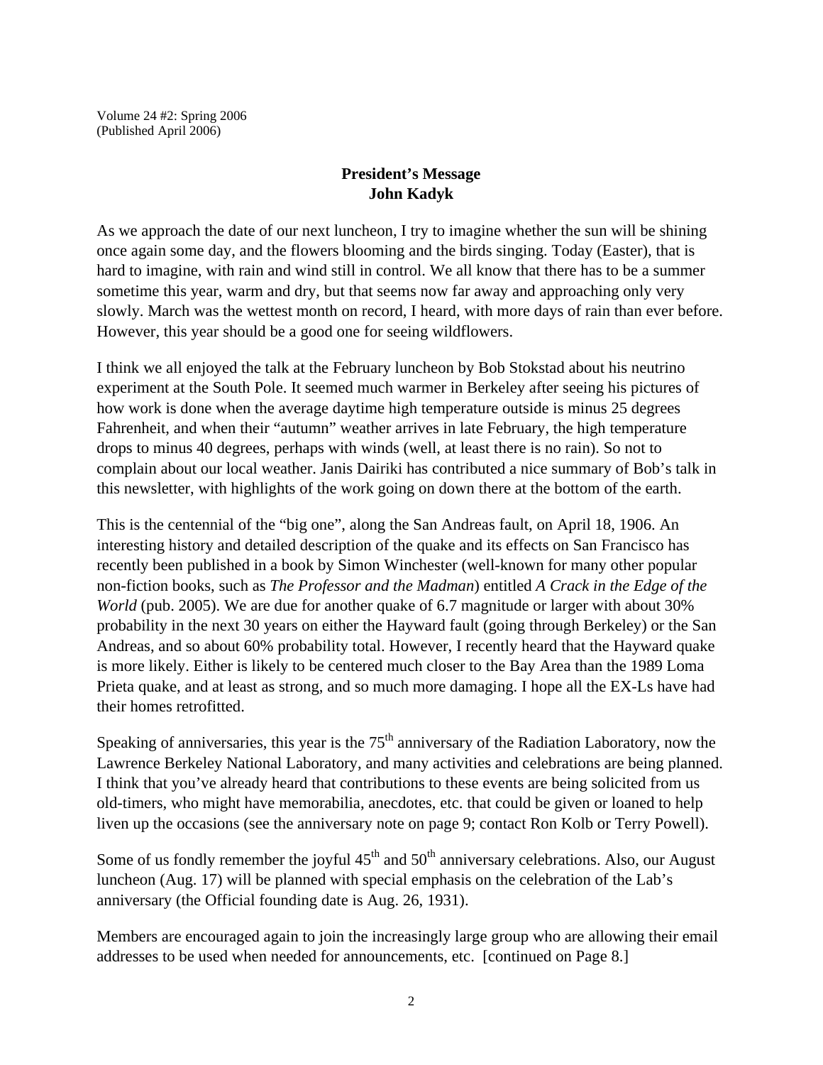Volume 24 #2: Spring 2006
(Published April 2006)

## President's Message
## John Kadyk

As we approach the date of our next luncheon, I try to imagine whether the sun will be shining once again some day, and the flowers blooming and the birds singing. Today (Easter), that is hard to imagine, with rain and wind still in control. We all know that there has to be a summer sometime this year, warm and dry, but that seems now far away and approaching only very slowly. March was the wettest month on record, I heard, with more days of rain than ever before. However, this year should be a good one for seeing wildflowers.

I think we all enjoyed the talk at the February luncheon by Bob Stokstad about his neutrino experiment at the South Pole. It seemed much warmer in Berkeley after seeing his pictures of how work is done when the average daytime high temperature outside is minus 25 degrees Fahrenheit, and when their "autumn" weather arrives in late February, the high temperature drops to minus 40 degrees, perhaps with winds (well, at least there is no rain). So not to complain about our local weather. Janis Dairiki has contributed a nice summary of Bob's talk in this newsletter, with highlights of the work going on down there at the bottom of the earth.

This is the centennial of the "big one", along the San Andreas fault, on April 18, 1906. An interesting history and detailed description of the quake and its effects on San Francisco has recently been published in a book by Simon Winchester (well-known for many other popular non-fiction books, such as *The Professor and the Madman*) entitled *A Crack in the Edge of the World* (pub. 2005). We are due for another quake of 6.7 magnitude or larger with about 30% probability in the next 30 years on either the Hayward fault (going through Berkeley) or the San Andreas, and so about 60% probability total. However, I recently heard that the Hayward quake is more likely. Either is likely to be centered much closer to the Bay Area than the 1989 Loma Prieta quake, and at least as strong, and so much more damaging. I hope all the EX-Ls have had their homes retrofitted.

Speaking of anniversaries, this year is the 75th anniversary of the Radiation Laboratory, now the Lawrence Berkeley National Laboratory, and many activities and celebrations are being planned. I think that you've already heard that contributions to these events are being solicited from us old-timers, who might have memorabilia, anecdotes, etc. that could be given or loaned to help liven up the occasions (see the anniversary note on page 9; contact Ron Kolb or Terry Powell).

Some of us fondly remember the joyful 45th and 50th anniversary celebrations. Also, our August luncheon (Aug. 17) will be planned with special emphasis on the celebration of the Lab's anniversary (the Official founding date is Aug. 26, 1931).

Members are encouraged again to join the increasingly large group who are allowing their email addresses to be used when needed for announcements, etc. [continued on Page 8.]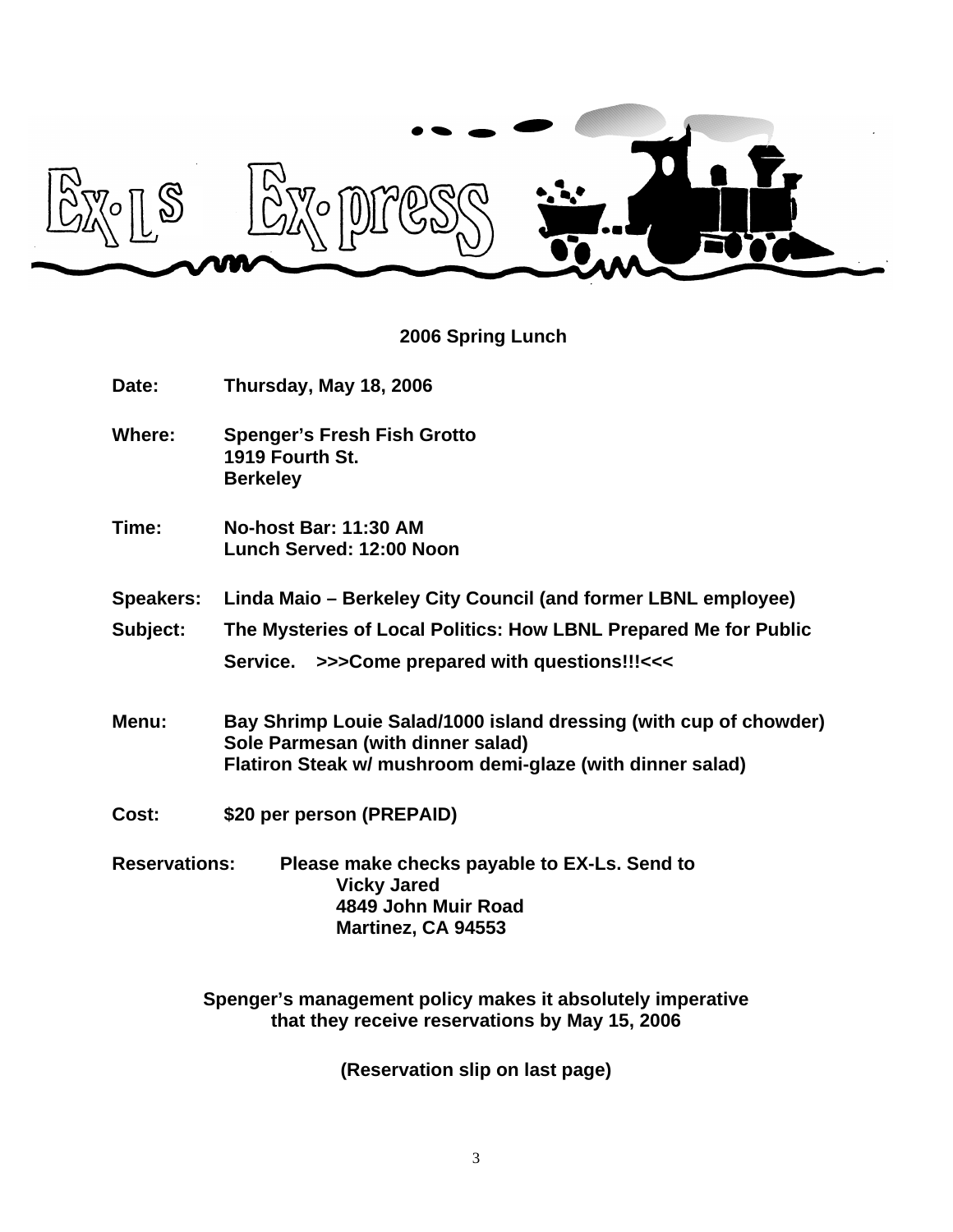# EX-Ls Ex-press

## 2006 Spring Lunch

**Date:** Thursday, May 18, 2006

**Where:** Spenger's Fresh Fish Grotto
1919 Fourth St.
Berkeley

**Time:** No-host Bar: 11:30 AM
Lunch Served: 12:00 Noon

**Speakers:** Linda Maio – Berkeley City Council (and former LBNL employee)

**Subject:** The Mysteries of Local Politics: How LBNL Prepared Me for Public Service. >>>Come prepared with questions!!!<<<

**Menu:** Bay Shrimp Louie Salad/1000 island dressing (with cup of chowder)
Sole Parmesan (with dinner salad)
Flatiron Steak w/ mushroom demi-glaze (with dinner salad)

**Cost:** $20 per person (PREPAID)

**Reservations:** Please make checks payable to EX-Ls. Send to
Vicky Jared
4849 John Muir Road
Martinez, CA 94553

**Spenger's management policy makes it absolutely imperative that they receive reservations by May 15, 2006**

**(Reservation slip on last page)**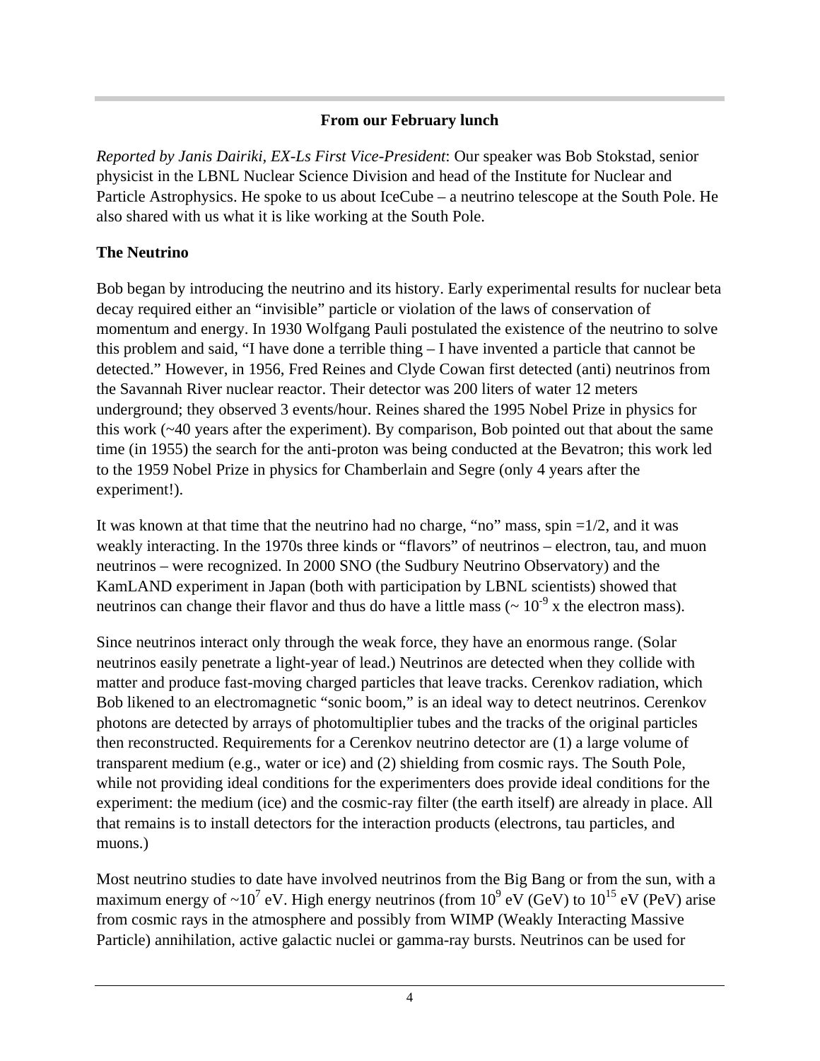**From our February lunch**

*Reported by Janis Dairiki, EX-Ls First Vice-President*: Our speaker was Bob Stokstad, senior physicist in the LBNL Nuclear Science Division and head of the Institute for Nuclear and Particle Astrophysics. He spoke to us about IceCube – a neutrino telescope at the South Pole. He also shared with us what it is like working at the South Pole.

**The Neutrino**

Bob began by introducing the neutrino and its history. Early experimental results for nuclear beta decay required either an "invisible" particle or violation of the laws of conservation of momentum and energy. In 1930 Wolfgang Pauli postulated the existence of the neutrino to solve this problem and said, "I have done a terrible thing – I have invented a particle that cannot be detected." However, in 1956, Fred Reines and Clyde Cowan first detected (anti) neutrinos from the Savannah River nuclear reactor. Their detector was 200 liters of water 12 meters underground; they observed 3 events/hour. Reines shared the 1995 Nobel Prize in physics for this work (~40 years after the experiment). By comparison, Bob pointed out that about the same time (in 1955) the search for the anti-proton was being conducted at the Bevatron; this work led to the 1959 Nobel Prize in physics for Chamberlain and Segre (only 4 years after the experiment!).

It was known at that time that the neutrino had no charge, "no" mass, spin =1/2, and it was weakly interacting. In the 1970s three kinds or "flavors" of neutrinos – electron, tau, and muon neutrinos – were recognized. In 2000 SNO (the Sudbury Neutrino Observatory) and the KamLAND experiment in Japan (both with participation by LBNL scientists) showed that neutrinos can change their flavor and thus do have a little mass (~ $10^{-9}$ x the electron mass).

Since neutrinos interact only through the weak force, they have an enormous range. (Solar neutrinos easily penetrate a light-year of lead.) Neutrinos are detected when they collide with matter and produce fast-moving charged particles that leave tracks. Cerenkov radiation, which Bob likened to an electromagnetic "sonic boom," is an ideal way to detect neutrinos. Cerenkov photons are detected by arrays of photomultiplier tubes and the tracks of the original particles then reconstructed. Requirements for a Cerenkov neutrino detector are (1) a large volume of transparent medium (e.g., water or ice) and (2) shielding from cosmic rays. The South Pole, while not providing ideal conditions for the experimenters does provide ideal conditions for the experiment: the medium (ice) and the cosmic-ray filter (the earth itself) are already in place. All that remains is to install detectors for the interaction products (electrons, tau particles, and muons.)

Most neutrino studies to date have involved neutrinos from the Big Bang or from the sun, with a maximum energy of ~$10^7$ eV. High energy neutrinos (from $10^9$ eV (GeV) to $10^{15}$ eV (PeV) arise from cosmic rays in the atmosphere and possibly from WIMP (Weakly Interacting Massive Particle) annihilation, active galactic nuclei or gamma-ray bursts. Neutrinos can be used for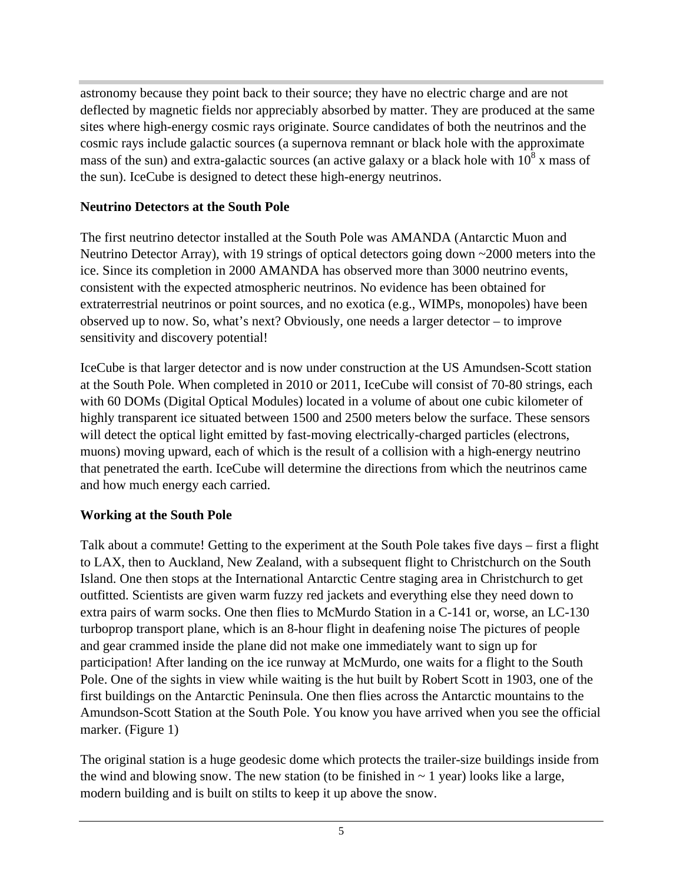astronomy because they point back to their source; they have no electric charge and are not deflected by magnetic fields nor appreciably absorbed by matter. They are produced at the same sites where high-energy cosmic rays originate. Source candidates of both the neutrinos and the cosmic rays include galactic sources (a supernova remnant or black hole with the approximate mass of the sun) and extra-galactic sources (an active galaxy or a black hole with $10^8$ x mass of the sun). IceCube is designed to detect these high-energy neutrinos.

**Neutrino Detectors at the South Pole**

The first neutrino detector installed at the South Pole was AMANDA (Antarctic Muon and Neutrino Detector Array), with 19 strings of optical detectors going down ~2000 meters into the ice. Since its completion in 2000 AMANDA has observed more than 3000 neutrino events, consistent with the expected atmospheric neutrinos. No evidence has been obtained for extraterrestrial neutrinos or point sources, and no exotica (e.g., WIMPs, monopoles) have been observed up to now. So, what's next? Obviously, one needs a larger detector – to improve sensitivity and discovery potential!

IceCube is that larger detector and is now under construction at the US Amundsen-Scott station at the South Pole. When completed in 2010 or 2011, IceCube will consist of 70-80 strings, each with 60 DOMs (Digital Optical Modules) located in a volume of about one cubic kilometer of highly transparent ice situated between 1500 and 2500 meters below the surface. These sensors will detect the optical light emitted by fast-moving electrically-charged particles (electrons, muons) moving upward, each of which is the result of a collision with a high-energy neutrino that penetrated the earth. IceCube will determine the directions from which the neutrinos came and how much energy each carried.

**Working at the South Pole**

Talk about a commute! Getting to the experiment at the South Pole takes five days – first a flight to LAX, then to Auckland, New Zealand, with a subsequent flight to Christchurch on the South Island. One then stops at the International Antarctic Centre staging area in Christchurch to get outfitted. Scientists are given warm fuzzy red jackets and everything else they need down to extra pairs of warm socks. One then flies to McMurdo Station in a C-141 or, worse, an LC-130 turboprop transport plane, which is an 8-hour flight in deafening noise The pictures of people and gear crammed inside the plane did not make one immediately want to sign up for participation! After landing on the ice runway at McMurdo, one waits for a flight to the South Pole. One of the sights in view while waiting is the hut built by Robert Scott in 1903, one of the first buildings on the Antarctic Peninsula. One then flies across the Antarctic mountains to the Amundson-Scott Station at the South Pole. You know you have arrived when you see the official marker. (Figure 1)

The original station is a huge geodesic dome which protects the trailer-size buildings inside from the wind and blowing snow. The new station (to be finished in ~ 1 year) looks like a large, modern building and is built on stilts to keep it up above the snow.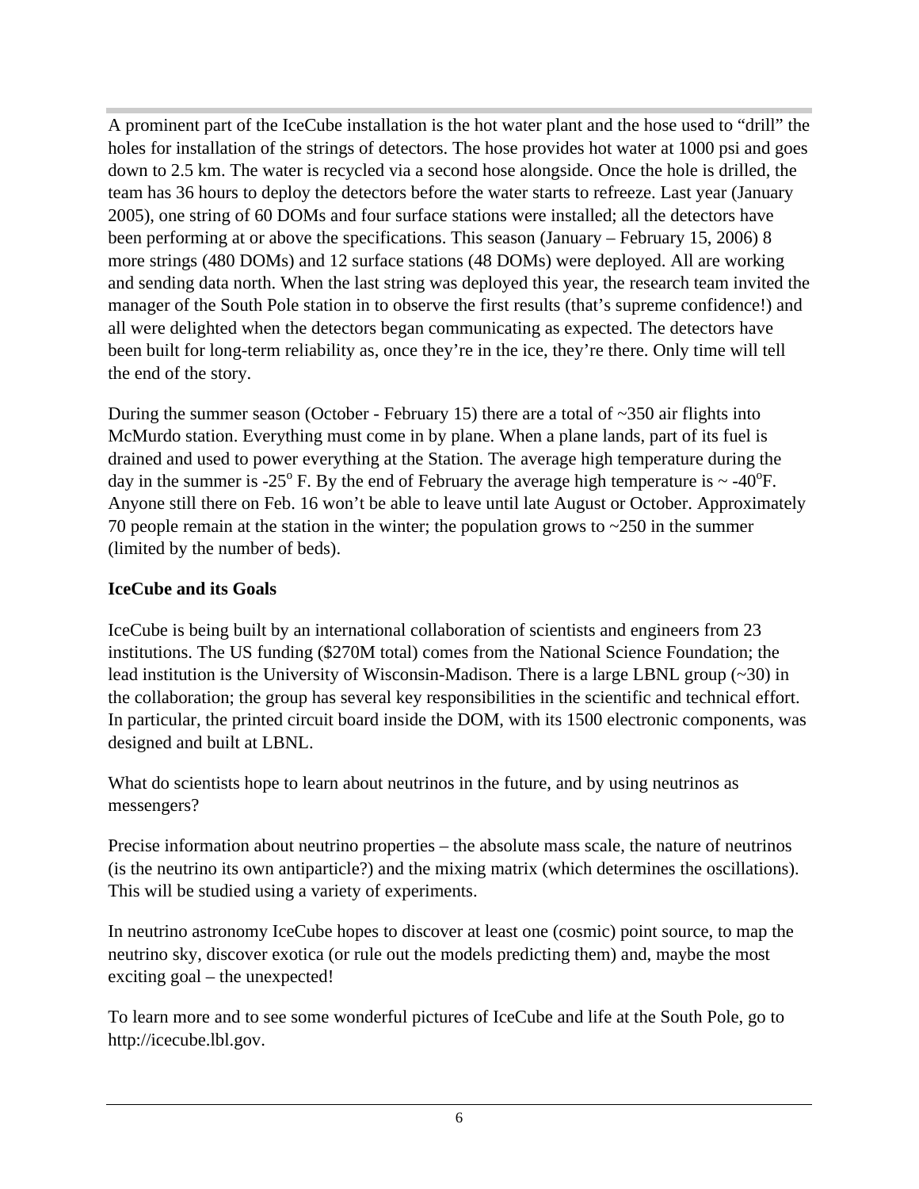A prominent part of the IceCube installation is the hot water plant and the hose used to "drill" the holes for installation of the strings of detectors. The hose provides hot water at 1000 psi and goes down to 2.5 km. The water is recycled via a second hose alongside. Once the hole is drilled, the team has 36 hours to deploy the detectors before the water starts to refreeze. Last year (January 2005), one string of 60 DOMs and four surface stations were installed; all the detectors have been performing at or above the specifications. This season (January – February 15, 2006) 8 more strings (480 DOMs) and 12 surface stations (48 DOMs) were deployed. All are working and sending data north. When the last string was deployed this year, the research team invited the manager of the South Pole station in to observe the first results (that's supreme confidence!) and all were delighted when the detectors began communicating as expected. The detectors have been built for long-term reliability as, once they're in the ice, they're there. Only time will tell the end of the story.

During the summer season (October - February 15) there are a total of ~350 air flights into McMurdo station. Everything must come in by plane. When a plane lands, part of its fuel is drained and used to power everything at the Station. The average high temperature during the day in the summer is -25$^{o}$ F. By the end of February the average high temperature is ~ -40$^{o}$F. Anyone still there on Feb. 16 won't be able to leave until late August or October. Approximately 70 people remain at the station in the winter; the population grows to ~250 in the summer (limited by the number of beds).

**IceCube and its Goals**

IceCube is being built by an international collaboration of scientists and engineers from 23 institutions. The US funding ($270M total) comes from the National Science Foundation; the lead institution is the University of Wisconsin-Madison. There is a large LBNL group (~30) in the collaboration; the group has several key responsibilities in the scientific and technical effort. In particular, the printed circuit board inside the DOM, with its 1500 electronic components, was designed and built at LBNL.

What do scientists hope to learn about neutrinos in the future, and by using neutrinos as messengers?

Precise information about neutrino properties – the absolute mass scale, the nature of neutrinos (is the neutrino its own antiparticle?) and the mixing matrix (which determines the oscillations). This will be studied using a variety of experiments.

In neutrino astronomy IceCube hopes to discover at least one (cosmic) point source, to map the neutrino sky, discover exotica (or rule out the models predicting them) and, maybe the most exciting goal – the unexpected!

To learn more and to see some wonderful pictures of IceCube and life at the South Pole, go to http://icecube.lbl.gov.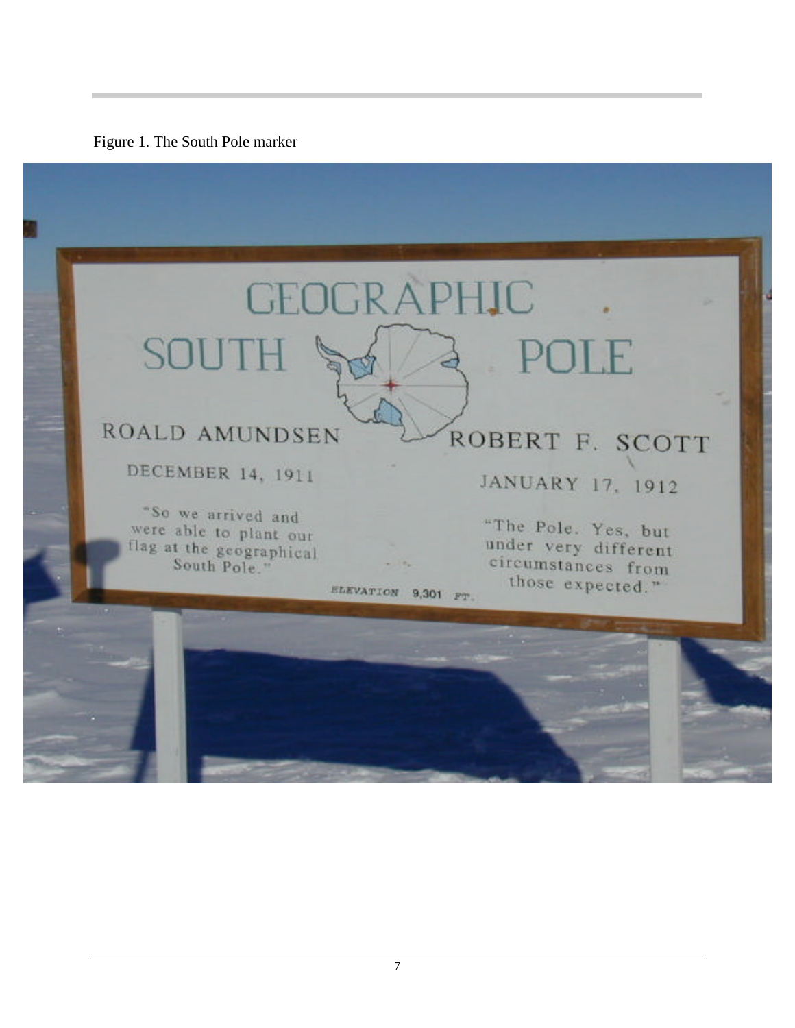Figure 1. The South Pole marker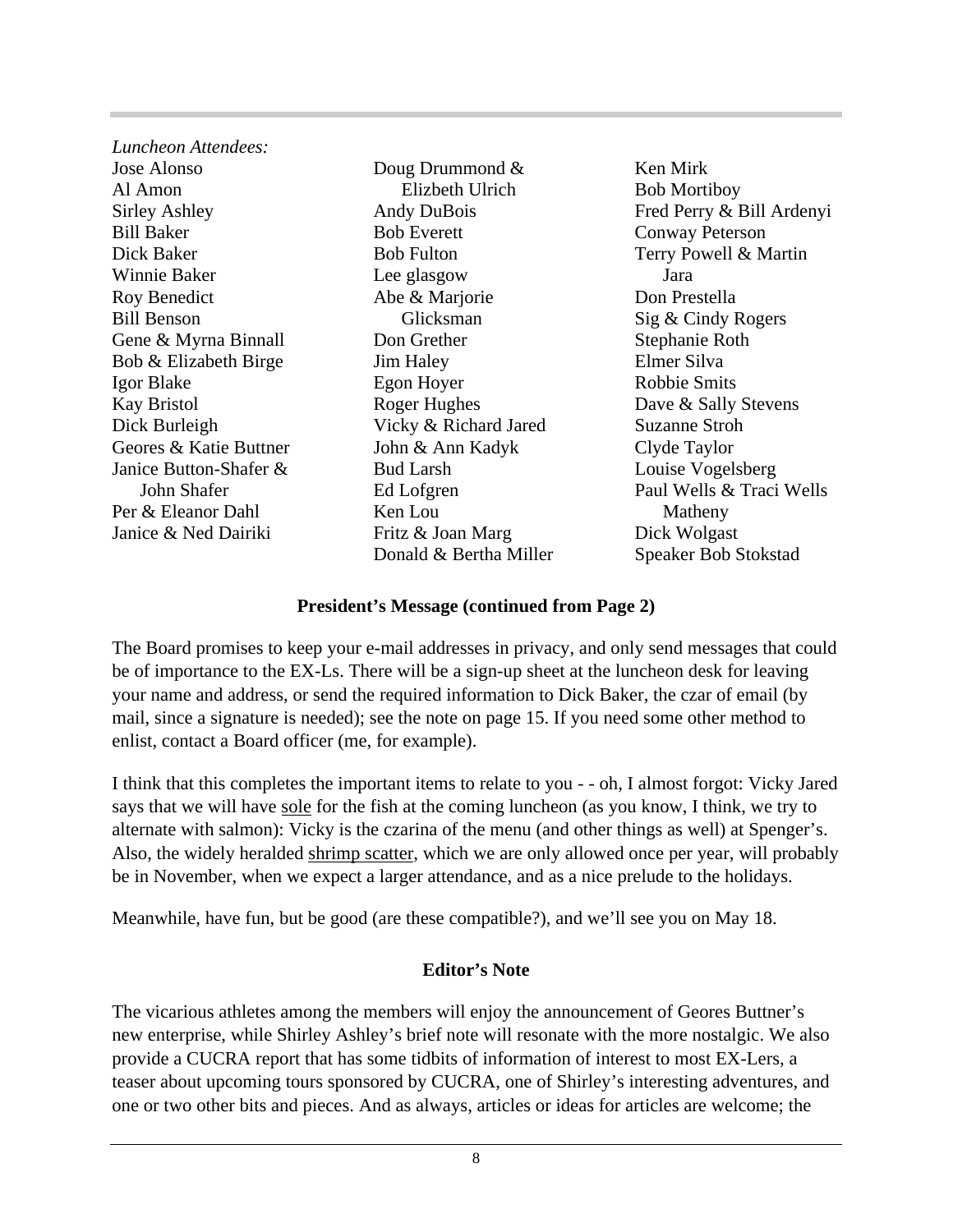*Luncheon Attendees:*

Jose Alonso
Al Amon
Sirley Ashley
Bill Baker
Dick Baker
Winnie Baker
Roy Benedict
Bill Benson
Gene & Myrna Binnall
Bob & Elizabeth Birge
Igor Blake
Kay Bristol
Dick Burleigh
Geores & Katie Buttner
Janice Button-Shafer & John Shafer
Per & Eleanor Dahl
Janice & Ned Dairiki
Doug Drummond & Elizbeth Ulrich
Andy DuBois
Bob Everett
Bob Fulton
Lee glasgow
Abe & Marjorie Glicksman
Don Grether
Jim Haley
Egon Hoyer
Roger Hughes
Vicky & Richard Jared
John & Ann Kadyk
Bud Larsh
Ed Lofgren
Ken Lou
Fritz & Joan Marg
Donald & Bertha Miller
Ken Mirk
Bob Mortiboy
Fred Perry & Bill Ardenyi
Conway Peterson
Terry Powell & Martin Jara
Don Prestella
Sig & Cindy Rogers
Stephanie Roth
Elmer Silva
Robbie Smits
Dave & Sally Stevens
Suzanne Stroh
Clyde Taylor
Louise Vogelsberg
Paul Wells & Traci Wells Matheny
Dick Wolgast
Speaker Bob Stokstad

**President's Message (continued from Page 2)**

The Board promises to keep your e-mail addresses in privacy, and only send messages that could be of importance to the EX-Ls. There will be a sign-up sheet at the luncheon desk for leaving your name and address, or send the required information to Dick Baker, the czar of email (by mail, since a signature is needed); see the note on page 15. If you need some other method to enlist, contact a Board officer (me, for example).

I think that this completes the important items to relate to you - - oh, I almost forgot: Vicky Jared says that we will have sole for the fish at the coming luncheon (as you know, I think, we try to alternate with salmon): Vicky is the czarina of the menu (and other things as well) at Spenger's. Also, the widely heralded shrimp scatter, which we are only allowed once per year, will probably be in November, when we expect a larger attendance, and as a nice prelude to the holidays.

Meanwhile, have fun, but be good (are these compatible?), and we'll see you on May 18.

**Editor's Note**

The vicarious athletes among the members will enjoy the announcement of Geores Buttner's new enterprise, while Shirley Ashley's brief note will resonate with the more nostalgic. We also provide a CUCRA report that has some tidbits of information of interest to most EX-Lers, a teaser about upcoming tours sponsored by CUCRA, one of Shirley's interesting adventures, and one or two other bits and pieces. And as always, articles or ideas for articles are welcome; the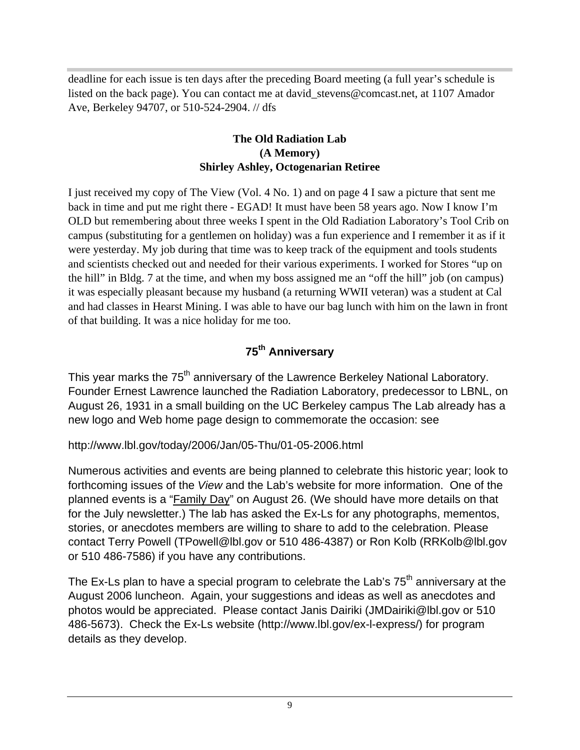deadline for each issue is ten days after the preceding Board meeting (a full year's schedule is listed on the back page). You can contact me at david_stevens@comcast.net, at 1107 Amador Ave, Berkeley 94707, or 510-524-2904. // dfs

### The Old Radiation Lab (A Memory) Shirley Ashley, Octogenarian Retiree

I just received my copy of The View (Vol. 4 No. 1) and on page 4 I saw a picture that sent me back in time and put me right there - EGAD! It must have been 58 years ago. Now I know I'm OLD but remembering about three weeks I spent in the Old Radiation Laboratory's Tool Crib on campus (substituting for a gentlemen on holiday) was a fun experience and I remember it as if it were yesterday. My job during that time was to keep track of the equipment and tools students and scientists checked out and needed for their various experiments. I worked for Stores "up on the hill" in Bldg. 7 at the time, and when my boss assigned me an "off the hill" job (on campus) it was especially pleasant because my husband (a returning WWII veteran) was a student at Cal and had classes in Hearst Mining. I was able to have our bag lunch with him on the lawn in front of that building. It was a nice holiday for me too.

## 75th Anniversary

This year marks the 75th anniversary of the Lawrence Berkeley National Laboratory. Founder Ernest Lawrence launched the Radiation Laboratory, predecessor to LBNL, on August 26, 1931 in a small building on the UC Berkeley campus The Lab already has a new logo and Web home page design to commemorate the occasion: see

http://www.lbl.gov/today/2006/Jan/05-Thu/01-05-2006.html

Numerous activities and events are being planned to celebrate this historic year; look to forthcoming issues of the *View* and the Lab's website for more information. One of the planned events is a "Family Day" on August 26. (We should have more details on that for the July newsletter.) The lab has asked the Ex-Ls for any photographs, mementos, stories, or anecdotes members are willing to share to add to the celebration. Please contact Terry Powell (TPowell@lbl.gov or 510 486-4387) or Ron Kolb (RRKolb@lbl.gov or 510 486-7586) if you have any contributions.

The Ex-Ls plan to have a special program to celebrate the Lab's 75th anniversary at the August 2006 luncheon. Again, your suggestions and ideas as well as anecdotes and photos would be appreciated. Please contact Janis Dairiki (JMDairiki@lbl.gov or 510 486-5673). Check the Ex-Ls website (http://www.lbl.gov/ex-l-express/) for program details as they develop.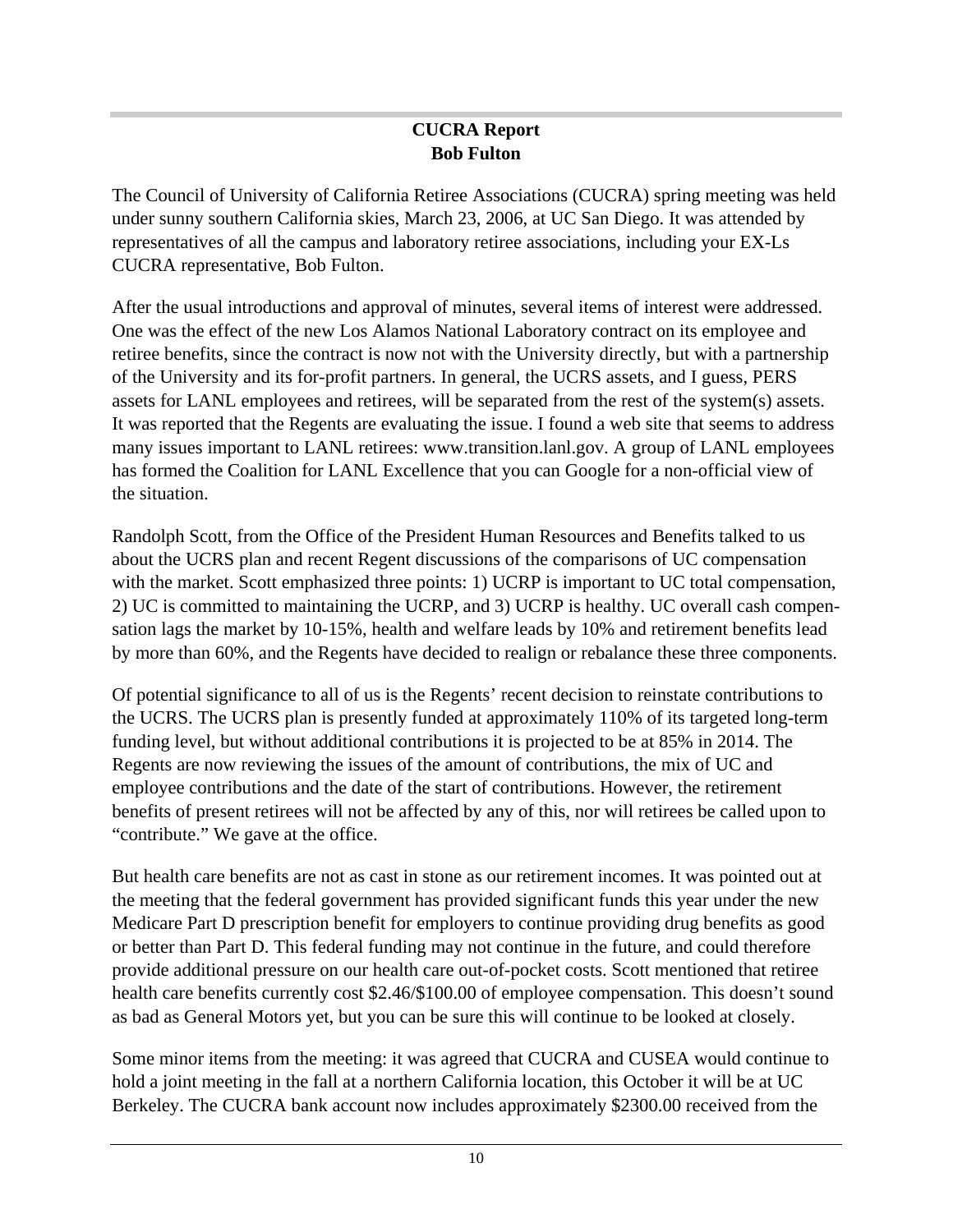## CUCRA Report
**Bob Fulton**

The Council of University of California Retiree Associations (CUCRA) spring meeting was held under sunny southern California skies, March 23, 2006, at UC San Diego. It was attended by representatives of all the campus and laboratory retiree associations, including your EX-Ls CUCRA representative, Bob Fulton.

After the usual introductions and approval of minutes, several items of interest were addressed. One was the effect of the new Los Alamos National Laboratory contract on its employee and retiree benefits, since the contract is now not with the University directly, but with a partnership of the University and its for-profit partners. In general, the UCRS assets, and I guess, PERS assets for LANL employees and retirees, will be separated from the rest of the system(s) assets. It was reported that the Regents are evaluating the issue. I found a web site that seems to address many issues important to LANL retirees: www.transition.lanl.gov. A group of LANL employees has formed the Coalition for LANL Excellence that you can Google for a non-official view of the situation.

Randolph Scott, from the Office of the President Human Resources and Benefits talked to us about the UCRS plan and recent Regent discussions of the comparisons of UC compensation with the market. Scott emphasized three points: 1) UCRP is important to UC total compensation, 2) UC is committed to maintaining the UCRP, and 3) UCRP is healthy. UC overall cash compensation lags the market by 10-15%, health and welfare leads by 10% and retirement benefits lead by more than 60%, and the Regents have decided to realign or rebalance these three components.

Of potential significance to all of us is the Regents' recent decision to reinstate contributions to the UCRS. The UCRS plan is presently funded at approximately 110% of its targeted long-term funding level, but without additional contributions it is projected to be at 85% in 2014. The Regents are now reviewing the issues of the amount of contributions, the mix of UC and employee contributions and the date of the start of contributions. However, the retirement benefits of present retirees will not be affected by any of this, nor will retirees be called upon to "contribute." We gave at the office.

But health care benefits are not as cast in stone as our retirement incomes. It was pointed out at the meeting that the federal government has provided significant funds this year under the new Medicare Part D prescription benefit for employers to continue providing drug benefits as good or better than Part D. This federal funding may not continue in the future, and could therefore provide additional pressure on our health care out-of-pocket costs. Scott mentioned that retiree health care benefits currently cost $2.46/$100.00 of employee compensation. This doesn't sound as bad as General Motors yet, but you can be sure this will continue to be looked at closely.

Some minor items from the meeting: it was agreed that CUCRA and CUSEA would continue to hold a joint meeting in the fall at a northern California location, this October it will be at UC Berkeley. The CUCRA bank account now includes approximately $2300.00 received from the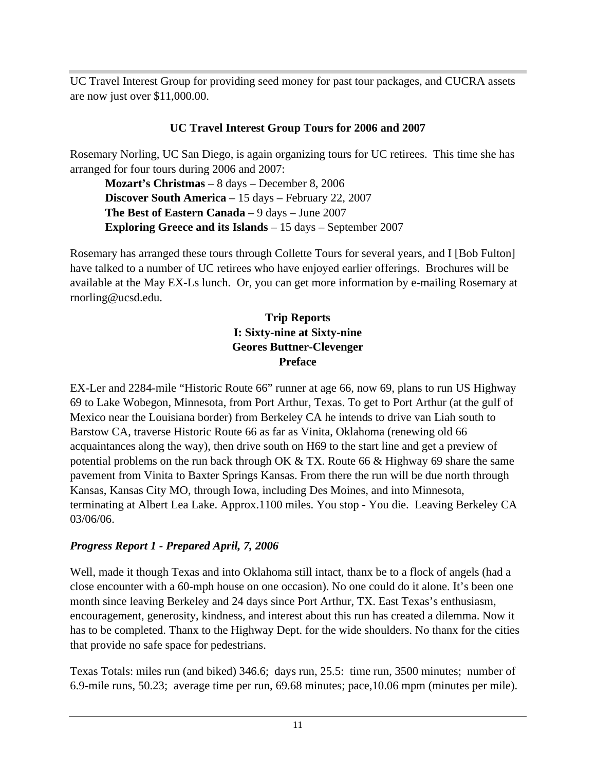UC Travel Interest Group for providing seed money for past tour packages, and CUCRA assets are now just over $11,000.00.

## UC Travel Interest Group Tours for 2006 and 2007

Rosemary Norling, UC San Diego, is again organizing tours for UC retirees. This time she has arranged for four tours during 2006 and 2007:

**Mozart's Christmas** – 8 days – December 8, 2006
**Discover South America** – 15 days – February 22, 2007
**The Best of Eastern Canada** – 9 days – June 2007
**Exploring Greece and its Islands** – 15 days – September 2007

Rosemary has arranged these tours through Collette Tours for several years, and I [Bob Fulton] have talked to a number of UC retirees who have enjoyed earlier offerings. Brochures will be available at the May EX-Ls lunch. Or, you can get more information by e-mailing Rosemary at rnorling@ucsd.edu.

## Trip Reports
## I: Sixty-nine at Sixty-nine
### Geores Buttner-Clevenger
### Preface

EX-Ler and 2284-mile "Historic Route 66" runner at age 66, now 69, plans to run US Highway 69 to Lake Wobegon, Minnesota, from Port Arthur, Texas. To get to Port Arthur (at the gulf of Mexico near the Louisiana border) from Berkeley CA he intends to drive van Liah south to Barstow CA, traverse Historic Route 66 as far as Vinita, Oklahoma (renewing old 66 acquaintances along the way), then drive south on H69 to the start line and get a preview of potential problems on the run back through OK & TX. Route 66 & Highway 69 share the same pavement from Vinita to Baxter Springs Kansas. From there the run will be due north through Kansas, Kansas City MO, through Iowa, including Des Moines, and into Minnesota, terminating at Albert Lea Lake. Approx.1100 miles. You stop - You die. Leaving Berkeley CA 03/06/06.

***Progress Report 1 - Prepared April, 7, 2006***

Well, made it though Texas and into Oklahoma still intact, thanx be to a flock of angels (had a close encounter with a 60-mph house on one occasion). No one could do it alone. It's been one month since leaving Berkeley and 24 days since Port Arthur, TX. East Texas's enthusiasm, encouragement, generosity, kindness, and interest about this run has created a dilemma. Now it has to be completed. Thanx to the Highway Dept. for the wide shoulders. No thanx for the cities that provide no safe space for pedestrians.

Texas Totals: miles run (and biked) 346.6; days run, 25.5: time run, 3500 minutes; number of 6.9-mile runs, 50.23; average time per run, 69.68 minutes; pace,10.06 mpm (minutes per mile).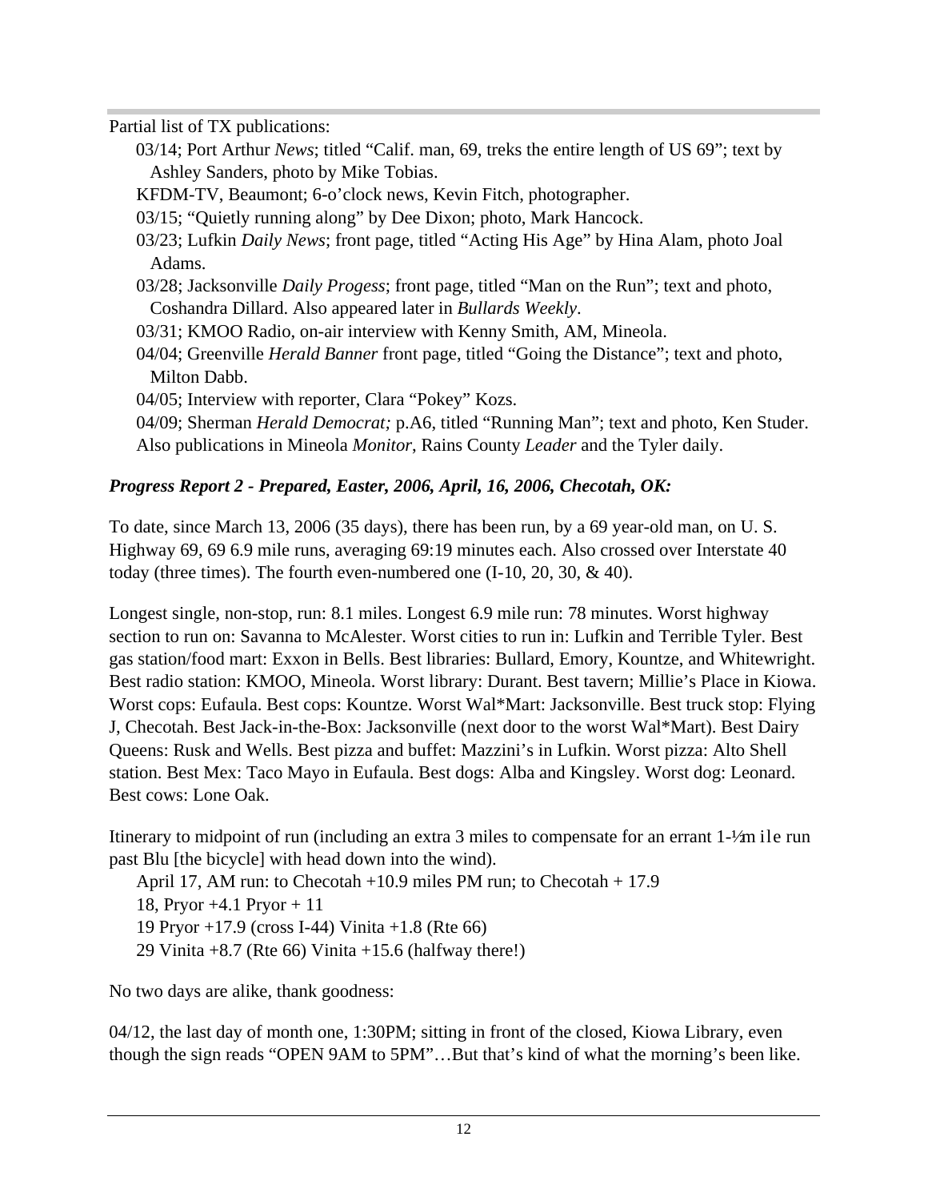Partial list of TX publications:

03/14; Port Arthur *News*; titled "Calif. man, 69, treks the entire length of US 69"; text by Ashley Sanders, photo by Mike Tobias.

KFDM-TV, Beaumont; 6-o'clock news, Kevin Fitch, photographer.

03/15; "Quietly running along" by Dee Dixon; photo, Mark Hancock.

03/23; Lufkin *Daily News*; front page, titled "Acting His Age" by Hina Alam, photo Joal Adams.

03/28; Jacksonville *Daily Progess*; front page, titled "Man on the Run"; text and photo, Coshandra Dillard. Also appeared later in *Bullards Weekly*.

03/31; KMOO Radio, on-air interview with Kenny Smith, AM, Mineola.

04/04; Greenville *Herald Banner* front page, titled "Going the Distance"; text and photo, Milton Dabb.

04/05; Interview with reporter, Clara "Pokey" Kozs.

04/09; Sherman *Herald Democrat;* p.A6, titled "Running Man"; text and photo, Ken Studer.

Also publications in Mineola *Monitor*, Rains County *Leader* and the Tyler daily.

***Progress Report 2 - Prepared, Easter, 2006, April, 16, 2006, Checotah, OK:***

To date, since March 13, 2006 (35 days), there has been run, by a 69 year-old man, on U. S. Highway 69, 69 6.9 mile runs, averaging 69:19 minutes each. Also crossed over Interstate 40 today (three times). The fourth even-numbered one (I-10, 20, 30, & 40).

Longest single, non-stop, run: 8.1 miles. Longest 6.9 mile run: 78 minutes. Worst highway section to run on: Savanna to McAlester. Worst cities to run in: Lufkin and Terrible Tyler. Best gas station/food mart: Exxon in Bells. Best libraries: Bullard, Emory, Kountze, and Whitewright. Best radio station: KMOO, Mineola. Worst library: Durant. Best tavern; Millie's Place in Kiowa. Worst cops: Eufaula. Best cops: Kountze. Worst Wal*Mart: Jacksonville. Best truck stop: Flying J, Checotah. Best Jack-in-the-Box: Jacksonville (next door to the worst Wal*Mart). Best Dairy Queens: Rusk and Wells. Best pizza and buffet: Mazzini's in Lufkin. Worst pizza: Alto Shell station. Best Mex: Taco Mayo in Eufaula. Best dogs: Alba and Kingsley. Worst dog: Leonard. Best cows: Lone Oak.

Itinerary to midpoint of run (including an extra 3 miles to compensate for an errant 1-½ mile run past Blu [the bicycle] with head down into the wind).

April 17, AM run: to Checotah +10.9 miles PM run; to Checotah + 17.9

18, Pryor +4.1 Pryor + 11

19 Pryor +17.9 (cross I-44) Vinita +1.8 (Rte 66)

29 Vinita +8.7 (Rte 66) Vinita +15.6 (halfway there!)

No two days are alike, thank goodness:

04/12, the last day of month one, 1:30PM; sitting in front of the closed, Kiowa Library, even though the sign reads "OPEN 9AM to 5PM"…But that's kind of what the morning's been like.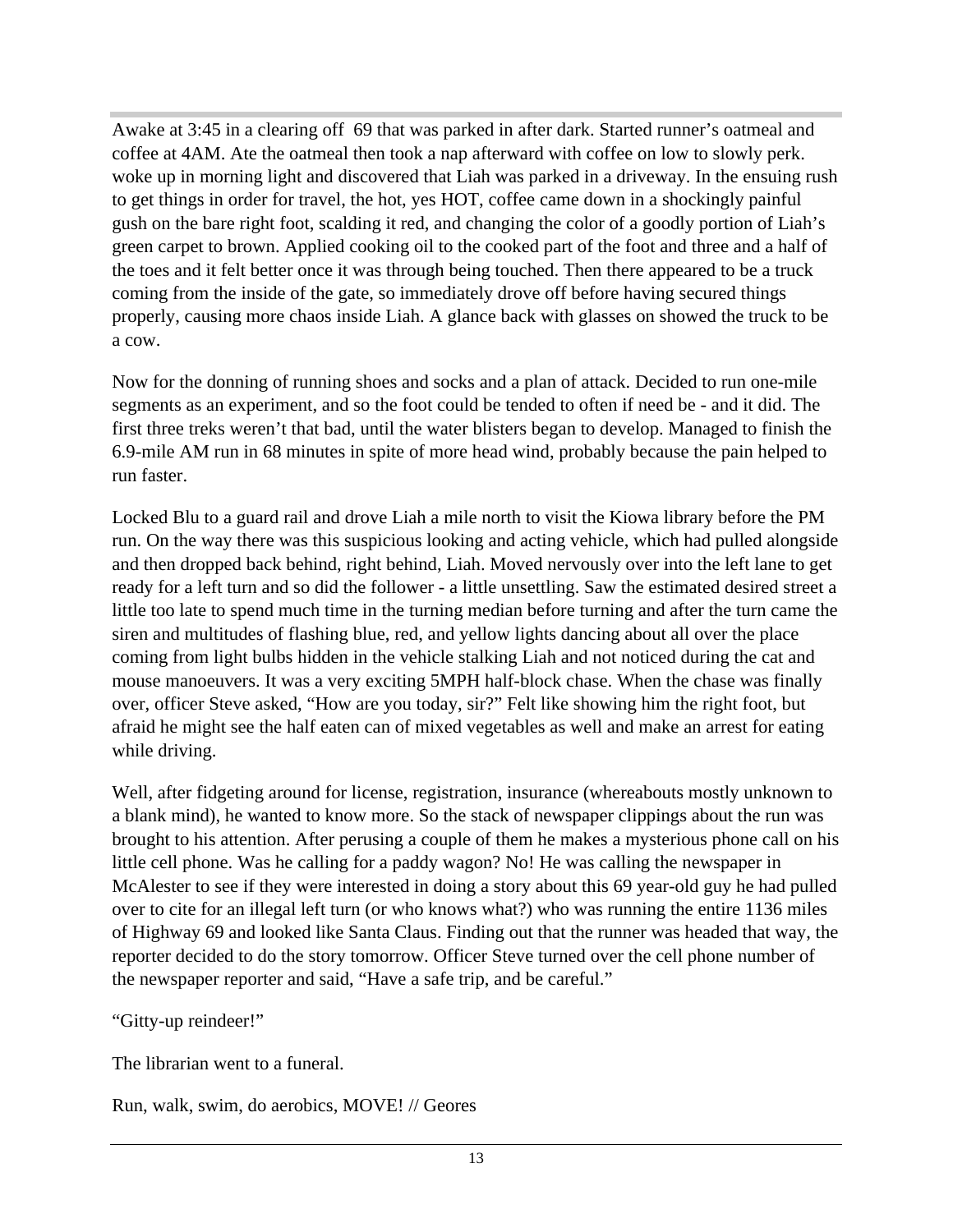Awake at 3:45 in a clearing off 69 that was parked in after dark. Started runner's oatmeal and coffee at 4AM. Ate the oatmeal then took a nap afterward with coffee on low to slowly perk. woke up in morning light and discovered that Liah was parked in a driveway. In the ensuing rush to get things in order for travel, the hot, yes HOT, coffee came down in a shockingly painful gush on the bare right foot, scalding it red, and changing the color of a goodly portion of Liah's green carpet to brown. Applied cooking oil to the cooked part of the foot and three and a half of the toes and it felt better once it was through being touched. Then there appeared to be a truck coming from the inside of the gate, so immediately drove off before having secured things properly, causing more chaos inside Liah. A glance back with glasses on showed the truck to be a cow.

Now for the donning of running shoes and socks and a plan of attack. Decided to run one-mile segments as an experiment, and so the foot could be tended to often if need be - and it did. The first three treks weren't that bad, until the water blisters began to develop. Managed to finish the 6.9-mile AM run in 68 minutes in spite of more head wind, probably because the pain helped to run faster.

Locked Blu to a guard rail and drove Liah a mile north to visit the Kiowa library before the PM run. On the way there was this suspicious looking and acting vehicle, which had pulled alongside and then dropped back behind, right behind, Liah. Moved nervously over into the left lane to get ready for a left turn and so did the follower - a little unsettling. Saw the estimated desired street a little too late to spend much time in the turning median before turning and after the turn came the siren and multitudes of flashing blue, red, and yellow lights dancing about all over the place coming from light bulbs hidden in the vehicle stalking Liah and not noticed during the cat and mouse manoeuvers. It was a very exciting 5MPH half-block chase. When the chase was finally over, officer Steve asked, "How are you today, sir?" Felt like showing him the right foot, but afraid he might see the half eaten can of mixed vegetables as well and make an arrest for eating while driving.

Well, after fidgeting around for license, registration, insurance (whereabouts mostly unknown to a blank mind), he wanted to know more. So the stack of newspaper clippings about the run was brought to his attention. After perusing a couple of them he makes a mysterious phone call on his little cell phone. Was he calling for a paddy wagon? No! He was calling the newspaper in McAlester to see if they were interested in doing a story about this 69 year-old guy he had pulled over to cite for an illegal left turn (or who knows what?) who was running the entire 1136 miles of Highway 69 and looked like Santa Claus. Finding out that the runner was headed that way, the reporter decided to do the story tomorrow. Officer Steve turned over the cell phone number of the newspaper reporter and said, "Have a safe trip, and be careful."

"Gitty-up reindeer!"

The librarian went to a funeral.

Run, walk, swim, do aerobics, MOVE! // Geores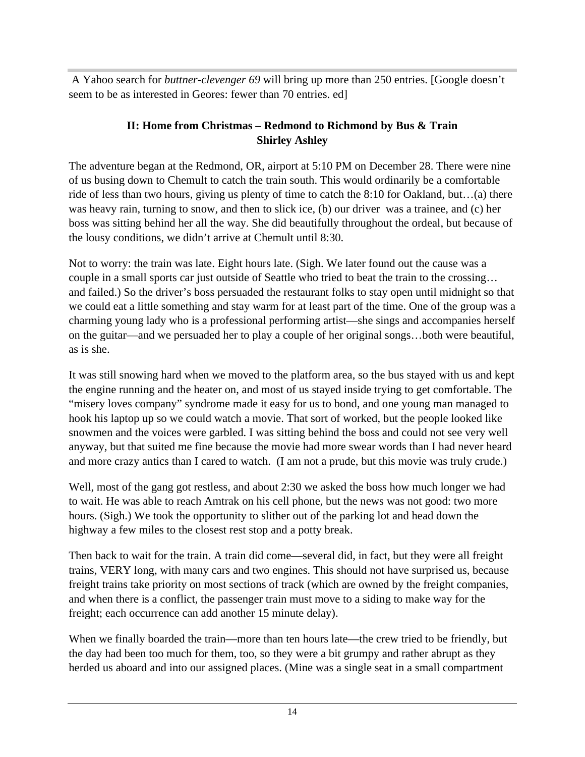A Yahoo search for *buttner-clevenger 69* will bring up more than 250 entries. [Google doesn't seem to be as interested in Geores: fewer than 70 entries. ed]

## II: Home from Christmas – Redmond to Richmond by Bus & Train
**Shirley Ashley**

The adventure began at the Redmond, OR, airport at 5:10 PM on December 28. There were nine of us busing down to Chemult to catch the train south. This would ordinarily be a comfortable ride of less than two hours, giving us plenty of time to catch the 8:10 for Oakland, but…(a) there was heavy rain, turning to snow, and then to slick ice, (b) our driver was a trainee, and (c) her boss was sitting behind her all the way. She did beautifully throughout the ordeal, but because of the lousy conditions, we didn't arrive at Chemult until 8:30.

Not to worry: the train was late. Eight hours late. (Sigh. We later found out the cause was a couple in a small sports car just outside of Seattle who tried to beat the train to the crossing… and failed.) So the driver's boss persuaded the restaurant folks to stay open until midnight so that we could eat a little something and stay warm for at least part of the time. One of the group was a charming young lady who is a professional performing artist—she sings and accompanies herself on the guitar—and we persuaded her to play a couple of her original songs…both were beautiful, as is she.

It was still snowing hard when we moved to the platform area, so the bus stayed with us and kept the engine running and the heater on, and most of us stayed inside trying to get comfortable. The "misery loves company" syndrome made it easy for us to bond, and one young man managed to hook his laptop up so we could watch a movie. That sort of worked, but the people looked like snowmen and the voices were garbled. I was sitting behind the boss and could not see very well anyway, but that suited me fine because the movie had more swear words than I had never heard and more crazy antics than I cared to watch. (I am not a prude, but this movie was truly crude.)

Well, most of the gang got restless, and about 2:30 we asked the boss how much longer we had to wait. He was able to reach Amtrak on his cell phone, but the news was not good: two more hours. (Sigh.) We took the opportunity to slither out of the parking lot and head down the highway a few miles to the closest rest stop and a potty break.

Then back to wait for the train. A train did come—several did, in fact, but they were all freight trains, VERY long, with many cars and two engines. This should not have surprised us, because freight trains take priority on most sections of track (which are owned by the freight companies, and when there is a conflict, the passenger train must move to a siding to make way for the freight; each occurrence can add another 15 minute delay).

When we finally boarded the train—more than ten hours late—the crew tried to be friendly, but the day had been too much for them, too, so they were a bit grumpy and rather abrupt as they herded us aboard and into our assigned places. (Mine was a single seat in a small compartment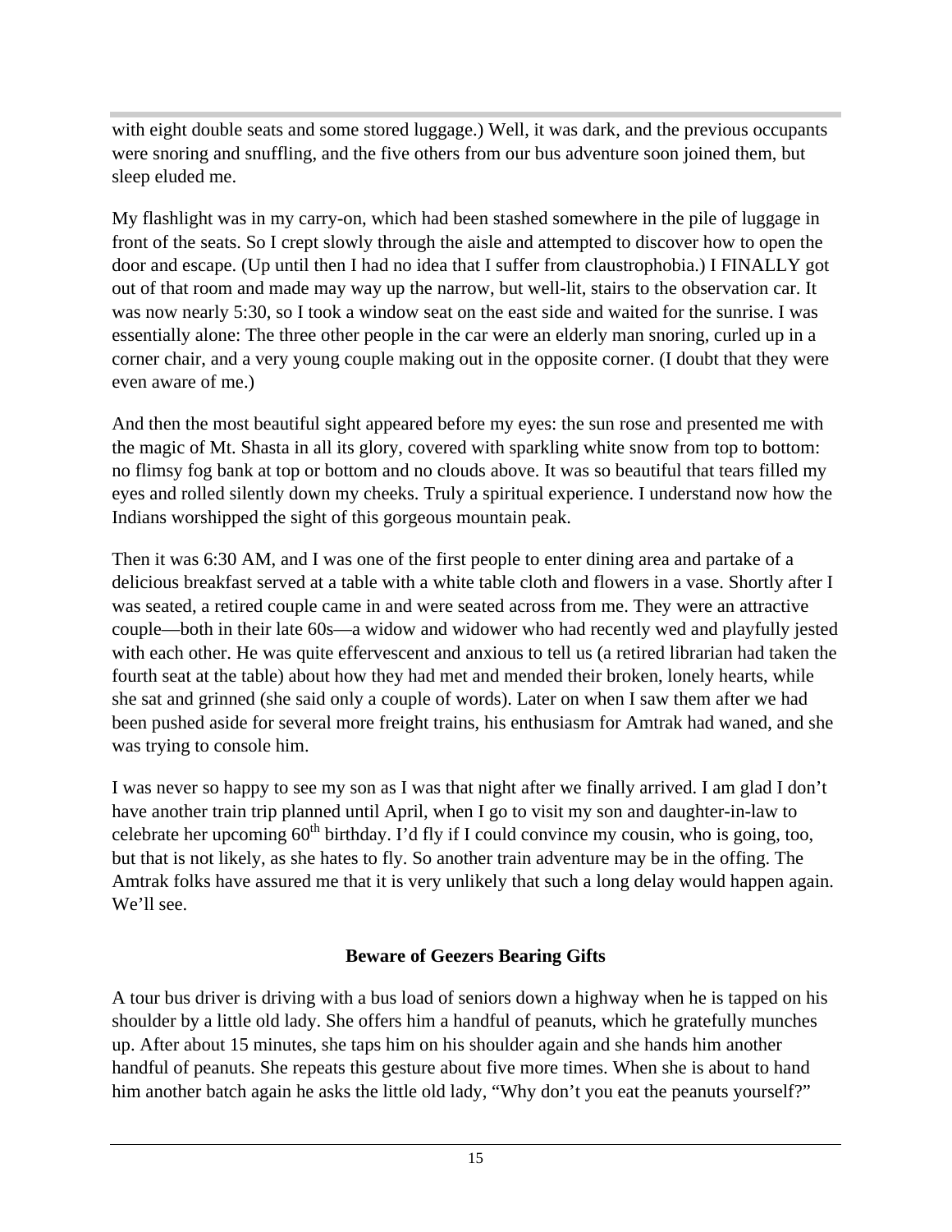with eight double seats and some stored luggage.) Well, it was dark, and the previous occupants were snoring and snuffling, and the five others from our bus adventure soon joined them, but sleep eluded me.

My flashlight was in my carry-on, which had been stashed somewhere in the pile of luggage in front of the seats. So I crept slowly through the aisle and attempted to discover how to open the door and escape. (Up until then I had no idea that I suffer from claustrophobia.) I FINALLY got out of that room and made may way up the narrow, but well-lit, stairs to the observation car. It was now nearly 5:30, so I took a window seat on the east side and waited for the sunrise. I was essentially alone: The three other people in the car were an elderly man snoring, curled up in a corner chair, and a very young couple making out in the opposite corner. (I doubt that they were even aware of me.)

And then the most beautiful sight appeared before my eyes: the sun rose and presented me with the magic of Mt. Shasta in all its glory, covered with sparkling white snow from top to bottom: no flimsy fog bank at top or bottom and no clouds above. It was so beautiful that tears filled my eyes and rolled silently down my cheeks. Truly a spiritual experience. I understand now how the Indians worshipped the sight of this gorgeous mountain peak.

Then it was 6:30 AM, and I was one of the first people to enter dining area and partake of a delicious breakfast served at a table with a white table cloth and flowers in a vase. Shortly after I was seated, a retired couple came in and were seated across from me. They were an attractive couple—both in their late 60s—a widow and widower who had recently wed and playfully jested with each other. He was quite effervescent and anxious to tell us (a retired librarian had taken the fourth seat at the table) about how they had met and mended their broken, lonely hearts, while she sat and grinned (she said only a couple of words). Later on when I saw them after we had been pushed aside for several more freight trains, his enthusiasm for Amtrak had waned, and she was trying to console him.

I was never so happy to see my son as I was that night after we finally arrived. I am glad I don't have another train trip planned until April, when I go to visit my son and daughter-in-law to celebrate her upcoming 60th birthday. I'd fly if I could convince my cousin, who is going, too, but that is not likely, as she hates to fly. So another train adventure may be in the offing. The Amtrak folks have assured me that it is very unlikely that such a long delay would happen again. We'll see.

**Beware of Geezers Bearing Gifts**

A tour bus driver is driving with a bus load of seniors down a highway when he is tapped on his shoulder by a little old lady. She offers him a handful of peanuts, which he gratefully munches up. After about 15 minutes, she taps him on his shoulder again and she hands him another handful of peanuts. She repeats this gesture about five more times. When she is about to hand him another batch again he asks the little old lady, "Why don't you eat the peanuts yourself?"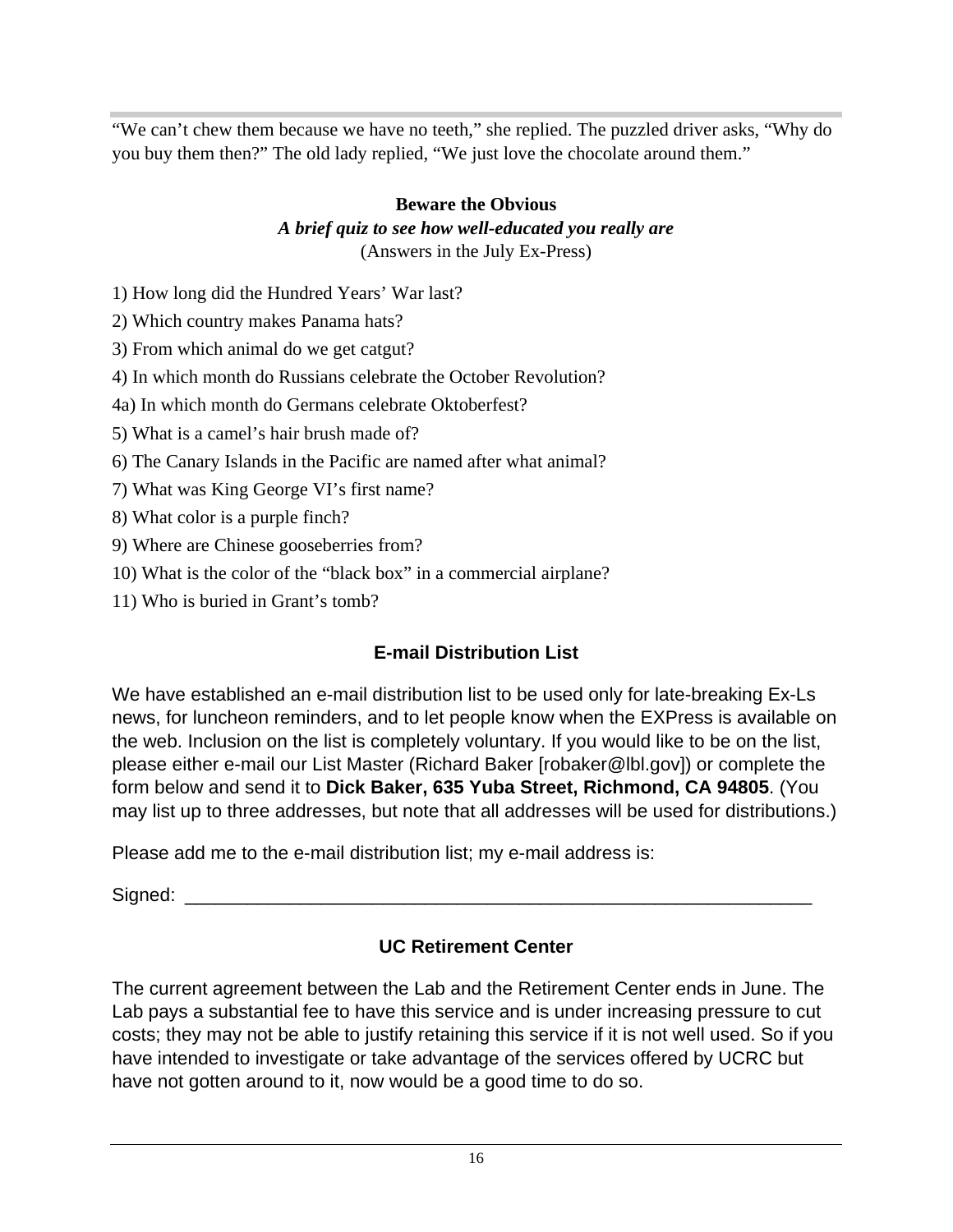"We can't chew them because we have no teeth," she replied. The puzzled driver asks, "Why do you buy them then?" The old lady replied, "We just love the chocolate around them."

## Beware the Obvious

***A brief quiz to see how well-educated you really are***

(Answers in the July Ex-Press)

1) How long did the Hundred Years' War last?

2) Which country makes Panama hats?

3) From which animal do we get catgut?

4) In which month do Russians celebrate the October Revolution?

4a) In which month do Germans celebrate Oktoberfest?

5) What is a camel's hair brush made of?

6) The Canary Islands in the Pacific are named after what animal?

7) What was King George VI's first name?

8) What color is a purple finch?

9) Where are Chinese gooseberries from?

10) What is the color of the "black box" in a commercial airplane?

11) Who is buried in Grant's tomb?

## E-mail Distribution List

We have established an e-mail distribution list to be used only for late-breaking Ex-Ls news, for luncheon reminders, and to let people know when the EXPress is available on the web. Inclusion on the list is completely voluntary. If you would like to be on the list, please either e-mail our List Master (Richard Baker [robaker@lbl.gov]) or complete the form below and send it to **Dick Baker, 635 Yuba Street, Richmond, CA 94805**. (You may list up to three addresses, but note that all addresses will be used for distributions.)

Please add me to the e-mail distribution list; my e-mail address is:

Signed: ____________________________________________________________

## UC Retirement Center

The current agreement between the Lab and the Retirement Center ends in June. The Lab pays a substantial fee to have this service and is under increasing pressure to cut costs; they may not be able to justify retaining this service if it is not well used. So if you have intended to investigate or take advantage of the services offered by UCRC but have not gotten around to it, now would be a good time to do so.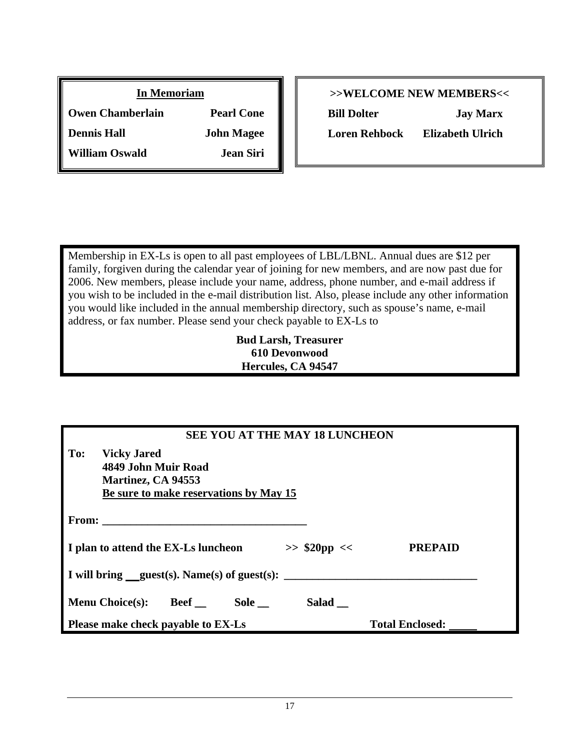### In Memoriam

| | |
|---|---|
| **Owen Chamberlain** | **Pearl Cone** |
| **Dennis Hall** | **John Magee** |
| **William Oswald** | **Jean Siri** |

### >>WELCOME NEW MEMBERS<<

| | |
|---|---|
| **Bill Dolter** | **Jay Marx** |
| **Loren Rehbock** | **Elizabeth Ulrich** |

Membership in EX-Ls is open to all past employees of LBL/LBNL. Annual dues are $12 per family, forgiven during the calendar year of joining for new members, and are now past due for 2006. New members, please include your name, address, phone number, and e-mail address if you wish to be included in the e-mail distribution list. Also, please include any other information you would like included in the annual membership directory, such as spouse's name, e-mail address, or fax number. Please send your check payable to EX-Ls to

**Bud Larsh, Treasurer**
**610 Devonwood**
**Hercules, CA 94547**

### SEE YOU AT THE MAY 18 LUNCHEON

**To: Vicky Jared**
**4849 John Muir Road**
**Martinez, CA 94553**
**Be sure to make reservations by May 15**

**From: ____________________________________**

**I plan to attend the EX-Ls luncheon >> $20pp << PREPAID**

**I will bring __guest(s). Name(s) of guest(s): _________________________________**

**Menu Choice(s): Beef __ Sole __ Salad __**

**Please make check payable to EX-Ls Total Enclosed: _____**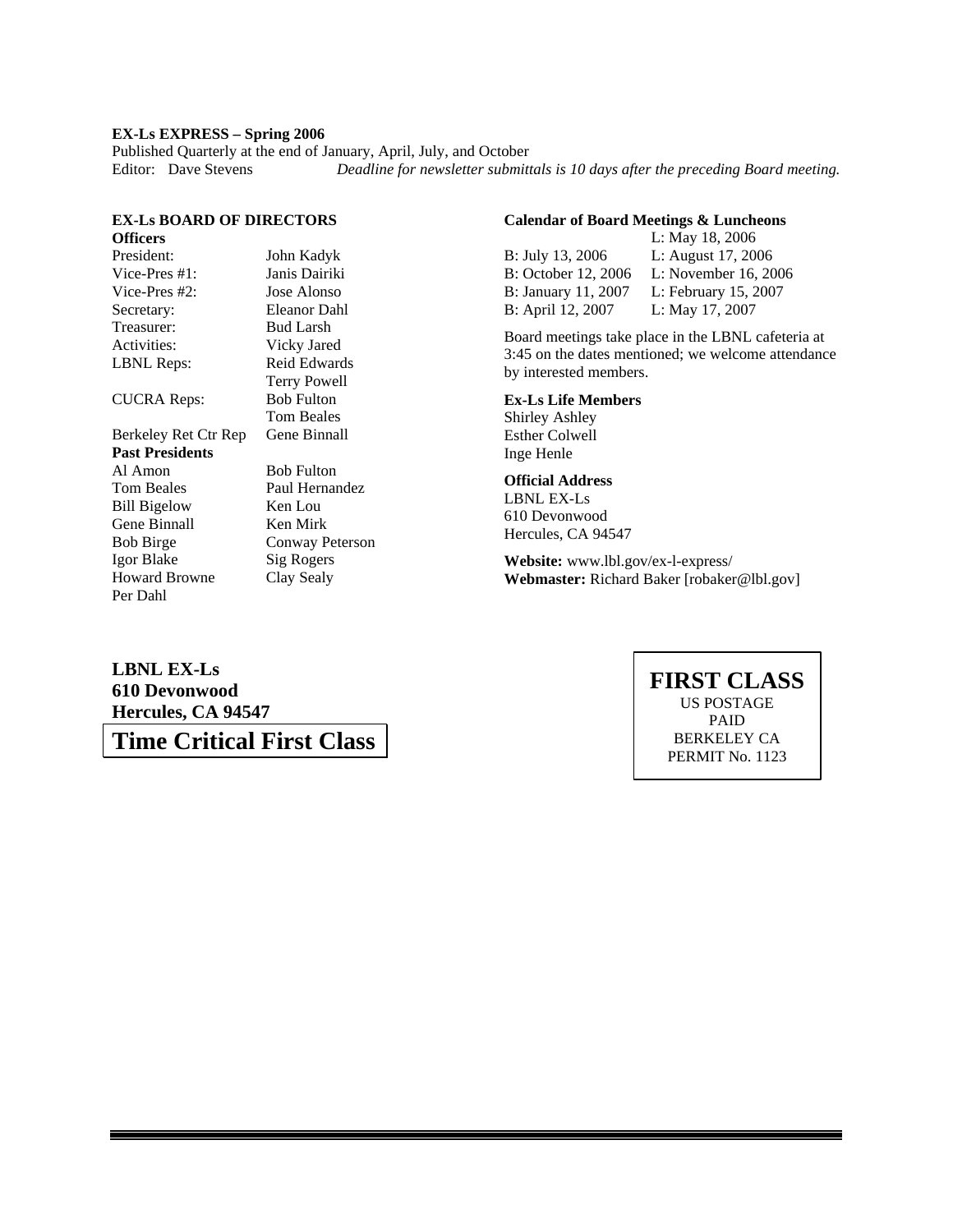**EX-Ls EXPRESS – Spring 2006**

Published Quarterly at the end of January, April, July, and October

Editor: Dave Stevens *Deadline for newsletter submittals is 10 days after the preceding Board meeting.*

**EX-Ls BOARD OF DIRECTORS**

**Officers**

| | |
|---|---|
| President: | John Kadyk |
| Vice-Pres #1: | Janis Dairiki |
| Vice-Pres #2: | Jose Alonso |
| Secretary: | Eleanor Dahl |
| Treasurer: | Bud Larsh |
| Activities: | Vicky Jared |
| LBNL Reps: | Reid Edwards |
| | Terry Powell |
| CUCRA Reps: | Bob Fulton |
| | Tom Beales |
| Berkeley Ret Ctr Rep | Gene Binnall |

**Past Presidents**

| | |
|---|---|
| Al Amon | Bob Fulton |
| Tom Beales | Paul Hernandez |
| Bill Bigelow | Ken Lou |
| Gene Binnall | Ken Mirk |
| Bob Birge | Conway Peterson |
| Igor Blake | Sig Rogers |
| Howard Browne | Clay Sealy |
| Per Dahl | |

**Calendar of Board Meetings & Luncheons**

| | |
|---|---|
| | L: May 18, 2006 |
| B: July 13, 2006 | L: August 17, 2006 |
| B: October 12, 2006 | L: November 16, 2006 |
| B: January 11, 2007 | L: February 15, 2007 |
| B: April 12, 2007 | L: May 17, 2007 |

Board meetings take place in the LBNL cafeteria at 3:45 on the dates mentioned; we welcome attendance by interested members.

**Ex-Ls Life Members**

Shirley Ashley
Esther Colwell
Inge Henle

**Official Address**

LBNL EX-Ls
610 Devonwood
Hercules, CA 94547

**Website:** www.lbl.gov/ex-l-express/
**Webmaster:** Richard Baker [robaker@lbl.gov]

**LBNL EX-Ls**
**610 Devonwood**
**Hercules, CA 94547**

**Time Critical First Class**

**FIRST CLASS**
US POSTAGE
PAID
BERKELEY CA
PERMIT No. 1123